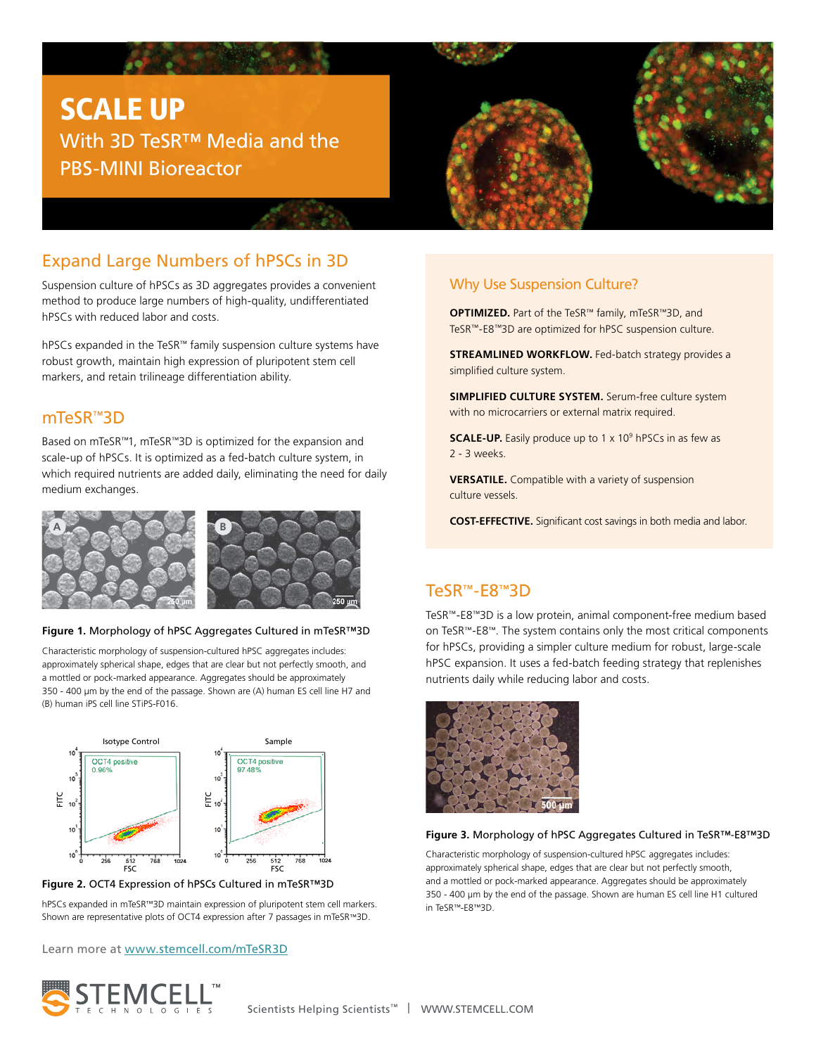# SCALE UP

With 3D TeSR™ Media and the PBS-MINI Bioreactor

## Expand Large Numbers of hPSCs in 3D

Suspension culture of hPSCs as 3D aggregates provides a convenient method to produce large numbers of high-quality, undifferentiated hPSCs with reduced labor and costs.

hPSCs expanded in the TeSR™ family suspension culture systems have robust growth, maintain high expression of pluripotent stem cell markers, and retain trilineage differentiation ability.

## mTeSR™3D

Based on mTeSR™1, mTeSR™3D is optimized for the expansion and scale-up of hPSCs. It is optimized as a fed-batch culture system, in which required nutrients are added daily, eliminating the need for daily medium exchanges.

**Figure 1.** Morphology of hPSC Aggregates Cultured in mTeSR™3D

Characteristic morphology of suspension-cultured hPSC aggregates includes: approximately spherical shape, edges that are clear but not perfectly smooth, and a mottled or pock-marked appearance. Aggregates should be approximately 350 - 400 µm by the end of the passage. Shown are (A) human ES cell line H7 and (B) human iPS cell line STiPS-F016.

**Figure 2.** OCT4 Expression of hPSCs Cultured in mTeSR™3D

hPSCs expanded in mTeSR™3D maintain expression of pluripotent stem cell markers. Shown are representative plots of OCT4 expression after 7 passages in mTeSR™3D.

Learn more at www.stemcell.com/mTeSR3D

## Why Use Suspension Culture?

**OPTIMIZED.** Part of the TeSR™ family, mTeSR™3D, and TeSR™-E8™3D are optimized for hPSC suspension culture.

**STREAMLINED WORKFLOW.** Fed-batch strategy provides a simplified culture system.

**SIMPLIFIED CULTURE SYSTEM.** Serum-free culture system with no microcarriers or external matrix required.

**SCALE-UP.** Easily produce up to $1 \times 10^9$ hPSCs in as few as 2 - 3 weeks.

**VERSATILE.** Compatible with a variety of suspension culture vessels.

**COST-EFFECTIVE.** Significant cost savings in both media and labor.

## TeSR™-E8™3D

TeSR™-E8™3D is a low protein, animal component-free medium based on TeSR™-E8™. The system contains only the most critical components for hPSCs, providing a simpler culture medium for robust, large-scale hPSC expansion. It uses a fed-batch feeding strategy that replenishes nutrients daily while reducing labor and costs.

**Figure 3.** Morphology of hPSC Aggregates Cultured in TeSR™-E8™3D

Characteristic morphology of suspension-cultured hPSC aggregates includes: approximately spherical shape, edges that are clear but not perfectly smooth, and a mottled or pock-marked appearance. Aggregates should be approximately 350 - 400 µm by the end of the passage. Shown are human ES cell line H1 cultured in TeSR™-E8™3D.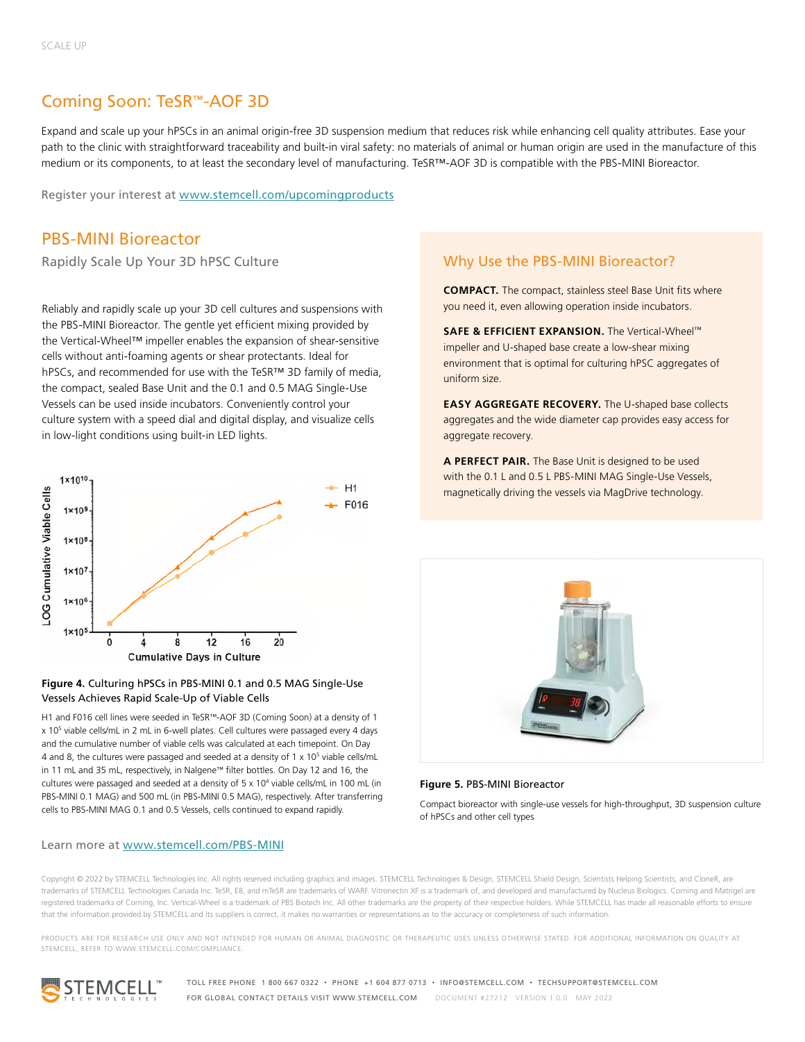## Coming Soon: TeSR™-AOF 3D

Expand and scale up your hPSCs in an animal origin-free 3D suspension medium that reduces risk while enhancing cell quality attributes. Ease your path to the clinic with straightforward traceability and built-in viral safety: no materials of animal or human origin are used in the manufacture of this medium or its components, to at least the secondary level of manufacturing. TeSR™-AOF 3D is compatible with the PBS-MINI Bioreactor.

Register your interest at www.stemcell.com/upcomingproducts

## PBS-MINI Bioreactor

### Rapidly Scale Up Your 3D hPSC Culture

Reliably and rapidly scale up your 3D cell cultures and suspensions with the PBS-MINI Bioreactor. The gentle yet efficient mixing provided by the Vertical-Wheel™ impeller enables the expansion of shear-sensitive cells without anti-foaming agents or shear protectants. Ideal for hPSCs, and recommended for use with the TeSR™ 3D family of media, the compact, sealed Base Unit and the 0.1 and 0.5 MAG Single-Use Vessels can be used inside incubators. Conveniently control your culture system with a speed dial and digital display, and visualize cells in low-light conditions using built-in LED lights.

LOG Cumulative Viable Cells

$1\times10^{10}$
$1\times10^{9}$
$1\times10^{8}$
$1\times10^{7}$
$1\times10^{6}$
$1\times10^{5}$

0
4
8
12
16
20

Cumulative Days in Culture

H1
F016

**Figure 4.** Culturing hPSCs in PBS-MINI 0.1 and 0.5 MAG Single-Use Vessels Achieves Rapid Scale-Up of Viable Cells

H1 and F016 cell lines were seeded in TeSR™-AOF 3D (Coming Soon) at a density of 1 x $10^5$ viable cells/mL in 2 mL in 6-well plates. Cell cultures were passaged every 4 days and the cumulative number of viable cells was calculated at each timepoint. On Day 4 and 8, the cultures were passaged and seeded at a density of 1 x $10^5$ viable cells/mL in 11 mL and 35 mL, respectively, in Nalgene™ filter bottles. On Day 12 and 16, the cultures were passaged and seeded at a density of 5 x $10^4$ viable cells/mL in 100 mL (in PBS-MINI 0.1 MAG) and 500 mL (in PBS-MINI 0.5 MAG), respectively. After transferring cells to PBS-MINI MAG 0.1 and 0.5 Vessels, cells continued to expand rapidly.

### Why Use the PBS-MINI Bioreactor?

**COMPACT.** The compact, stainless steel Base Unit fits where you need it, even allowing operation inside incubators.

**SAFE & EFFICIENT EXPANSION.** The Vertical-Wheel™ impeller and U-shaped base create a low-shear mixing environment that is optimal for culturing hPSC aggregates of uniform size.

**EASY AGGREGATE RECOVERY.** The U-shaped base collects aggregates and the wide diameter cap provides easy access for aggregate recovery.

**A PERFECT PAIR.** The Base Unit is designed to be used with the 0.1 L and 0.5 L PBS-MINI MAG Single-Use Vessels, magnetically driving the vessels via MagDrive technology.

**Figure 5.** PBS-MINI Bioreactor

Compact bioreactor with single-use vessels for high-throughput, 3D suspension culture of hPSCs and other cell types

Learn more at www.stemcell.com/PBS-MINI

Copyright © 2022 by STEMCELL Technologies Inc. All rights reserved including graphics and images. STEMCELL Technologies & Design, STEMCELL Shield Design, Scientists Helping Scientists, and CloneR, are trademarks of STEMCELL Technologies Canada Inc. TeSR, E8, and mTeSR are trademarks of WARF. Vitronectin XF is a trademark of, and developed and manufactured by Nucleus Biologics. Corning and Matrigel are registered trademarks of Corning, Inc. Vertical-Wheel is a trademark of PBS Biotech Inc. All other trademarks are the property of their respective holders. While STEMCELL has made all reasonable efforts to ensure that the information provided by STEMCELL and its suppliers is correct, it makes no warranties or representations as to the accuracy or completeness of such information.

PRODUCTS ARE FOR RESEARCH USE ONLY AND NOT INTENDED FOR HUMAN OR ANIMAL DIAGNOSTIC OR THERAPEUTIC USES UNLESS OTHERWISE STATED. FOR ADDITIONAL INFORMATION ON QUALITY AT STEMCELL, REFER TO WWW.STEMCELL.COM/COMPLIANCE.

TOLL FREE PHONE 1 800 667 0322 • PHONE +1 604 877 0713 • INFO@STEMCELL.COM • TECHSUPPORT@STEMCELL.COM

FOR GLOBAL CONTACT DETAILS VISIT WWW.STEMCELL.COM DOCUMENT #27212 VERSION 1.0.0 MAY 2022